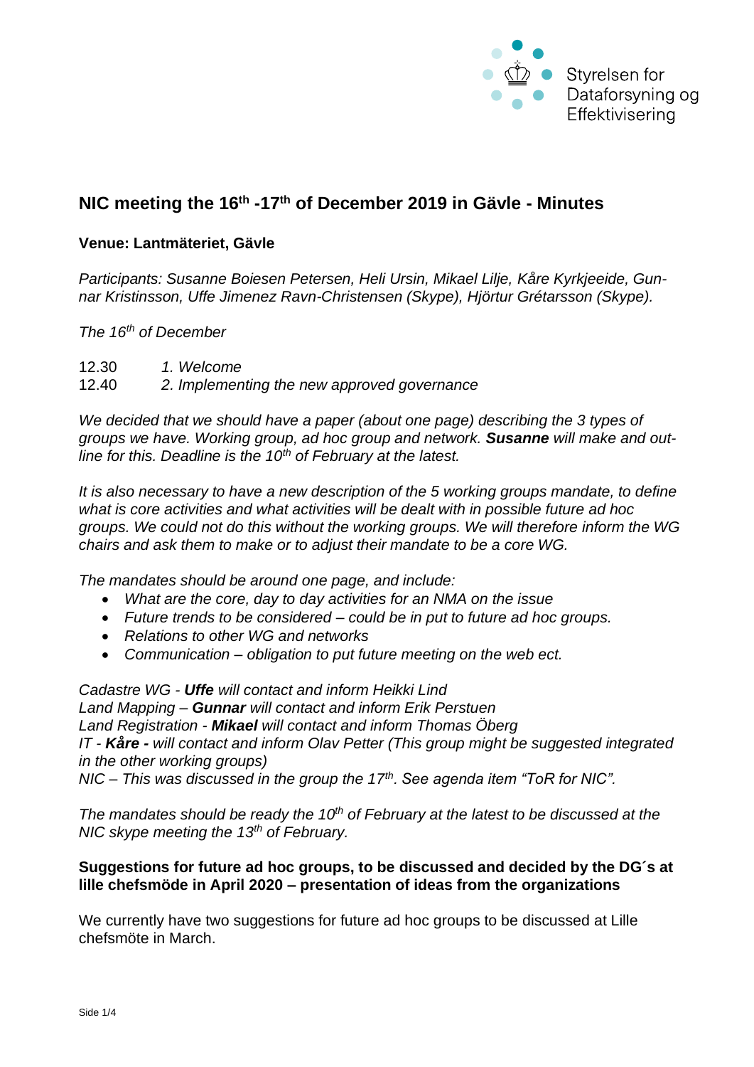Styrelsen for Dataforsyning og Effektivisering

# NIC meeting the 16th -17th of December 2019 in Gävle - Minutes

**Venue: Lantmäteriet, Gävle**

*Participants: Susanne Boiesen Petersen, Heli Ursin, Mikael Lilje, Kåre Kyrkjeeide, Gunnar Kristinsson, Uffe Jimenez Ravn-Christensen (Skype), Hjörtur Grétarsson (Skype).*

*The 16th of December*

12.30 *1. Welcome*
12.40 *2. Implementing the new approved governance*

*We decided that we should have a paper (about one page) describing the 3 types of groups we have. Working group, ad hoc group and network.* ***Susanne*** *will make and outline for this. Deadline is the 10th of February at the latest.*

*It is also necessary to have a new description of the 5 working groups mandate, to define what is core activities and what activities will be dealt with in possible future ad hoc groups. We could not do this without the working groups. We will therefore inform the WG chairs and ask them to make or to adjust their mandate to be a core WG.*

*The mandates should be around one page, and include:*

- *What are the core, day to day activities for an NMA on the issue*
- *Future trends to be considered – could be in put to future ad hoc groups.*
- *Relations to other WG and networks*
- *Communication – obligation to put future meeting on the web ect.*

*Cadastre WG -* ***Uffe*** *will contact and inform Heikki Lind*
*Land Mapping –* ***Gunnar*** *will contact and inform Erik Perstuen*
*Land Registration -* ***Mikael*** *will contact and inform Thomas Öberg*
*IT -* ***Kåre -*** *will contact and inform Olav Petter (This group might be suggested integrated in the other working groups)*
*NIC – This was discussed in the group the 17th. See agenda item "ToR for NIC".*

*The mandates should be ready the 10th of February at the latest to be discussed at the NIC skype meeting the 13th of February.*

**Suggestions for future ad hoc groups, to be discussed and decided by the DG´s at lille chefsmöde in April 2020 – presentation of ideas from the organizations**

We currently have two suggestions for future ad hoc groups to be discussed at Lille chefsmöte in March.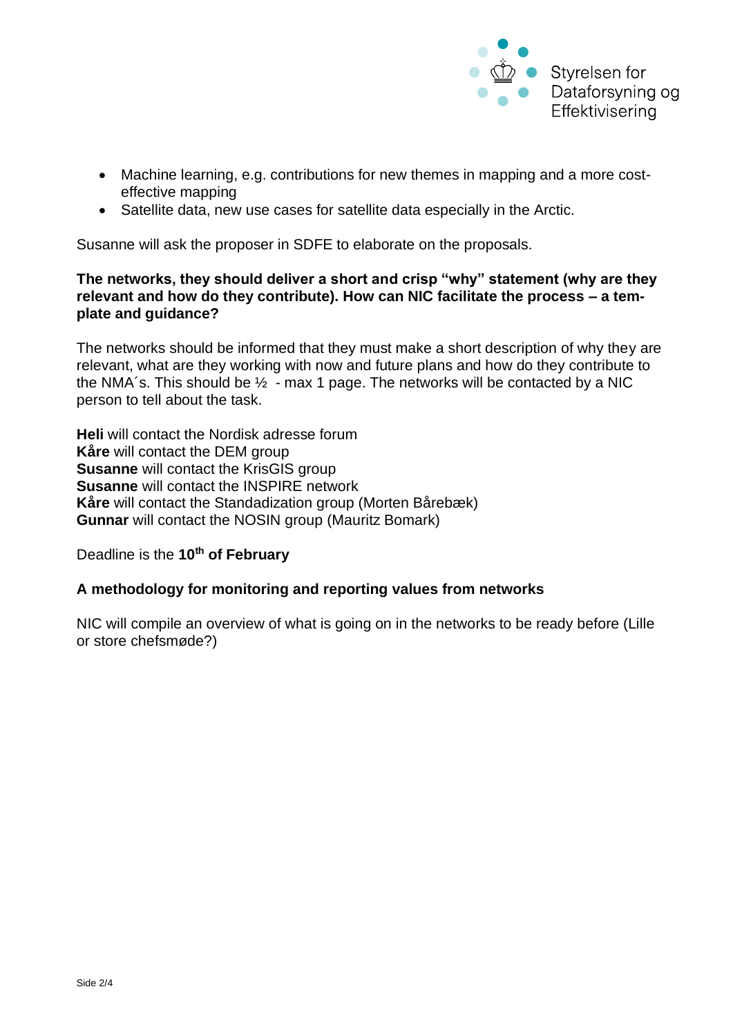- Machine learning, e.g. contributions for new themes in mapping and a more cost-effective mapping
- Satellite data, new use cases for satellite data especially in the Arctic.

Susanne will ask the proposer in SDFE to elaborate on the proposals.

**The networks, they should deliver a short and crisp "why" statement (why are they relevant and how do they contribute). How can NIC facilitate the process – a template and guidance?**

The networks should be informed that they must make a short description of why they are relevant, what are they working with now and future plans and how do they contribute to the NMA´s. This should be ½ - max 1 page. The networks will be contacted by a NIC person to tell about the task.

**Heli** will contact the Nordisk adresse forum
**Kåre** will contact the DEM group
**Susanne** will contact the KrisGIS group
**Susanne** will contact the INSPIRE network
**Kåre** will contact the Standadization group (Morten Bårebæk)
**Gunnar** will contact the NOSIN group (Mauritz Bomark)

Deadline is the **10th of February**

**A methodology for monitoring and reporting values from networks**

NIC will compile an overview of what is going on in the networks to be ready before (Lille or store chefsmøde?)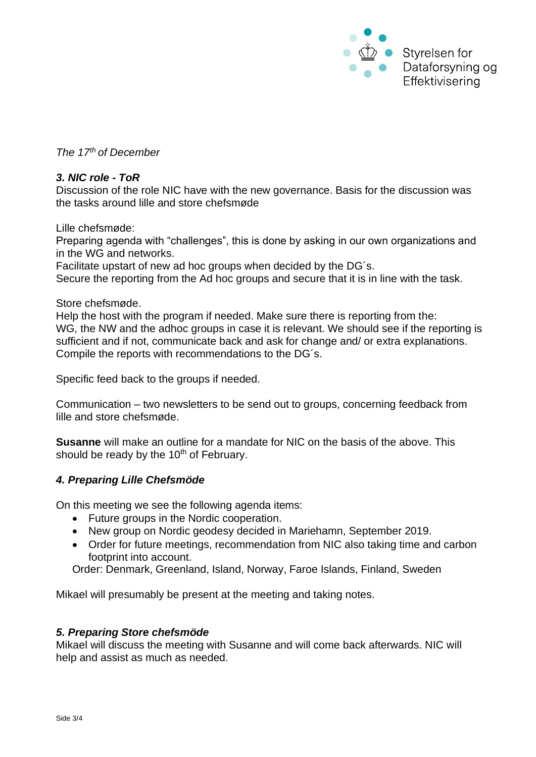*The 17th of December*

## *3. NIC role - ToR*

Discussion of the role NIC have with the new governance. Basis for the discussion was the tasks around lille and store chefsmøde

Lille chefsmøde:
Preparing agenda with "challenges", this is done by asking in our own organizations and in the WG and networks.
Facilitate upstart of new ad hoc groups when decided by the DG´s.
Secure the reporting from the Ad hoc groups and secure that it is in line with the task.

Store chefsmøde.
Help the host with the program if needed. Make sure there is reporting from the:
WG, the NW and the adhoc groups in case it is relevant. We should see if the reporting is sufficient and if not, communicate back and ask for change and/ or extra explanations.
Compile the reports with recommendations to the DG´s.

Specific feed back to the groups if needed.

Communication – two newsletters to be send out to groups, concerning feedback from lille and store chefsmøde.

**Susanne** will make an outline for a mandate for NIC on the basis of the above. This should be ready by the 10th of February.

## *4. Preparing Lille Chefsmöde*

On this meeting we see the following agenda items:

- Future groups in the Nordic cooperation.
- New group on Nordic geodesy decided in Mariehamn, September 2019.
- Order for future meetings, recommendation from NIC also taking time and carbon footprint into account.

  Order: Denmark, Greenland, Island, Norway, Faroe Islands, Finland, Sweden

Mikael will presumably be present at the meeting and taking notes.

## *5. Preparing Store chefsmöde*

Mikael will discuss the meeting with Susanne and will come back afterwards. NIC will help and assist as much as needed.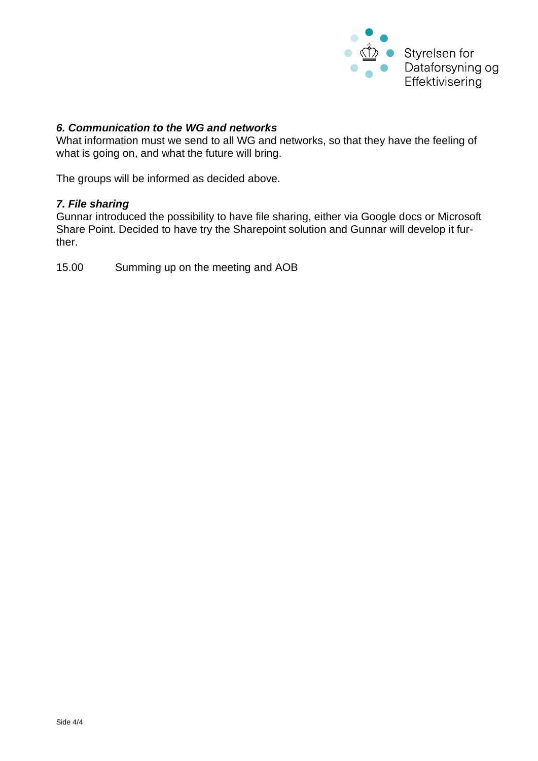### *6. Communication to the WG and networks*

What information must we send to all WG and networks, so that they have the feeling of what is going on, and what the future will bring.

The groups will be informed as decided above.

### *7. File sharing*

Gunnar introduced the possibility to have file sharing, either via Google docs or Microsoft Share Point. Decided to have try the Sharepoint solution and Gunnar will develop it further.

15.00 Summing up on the meeting and AOB